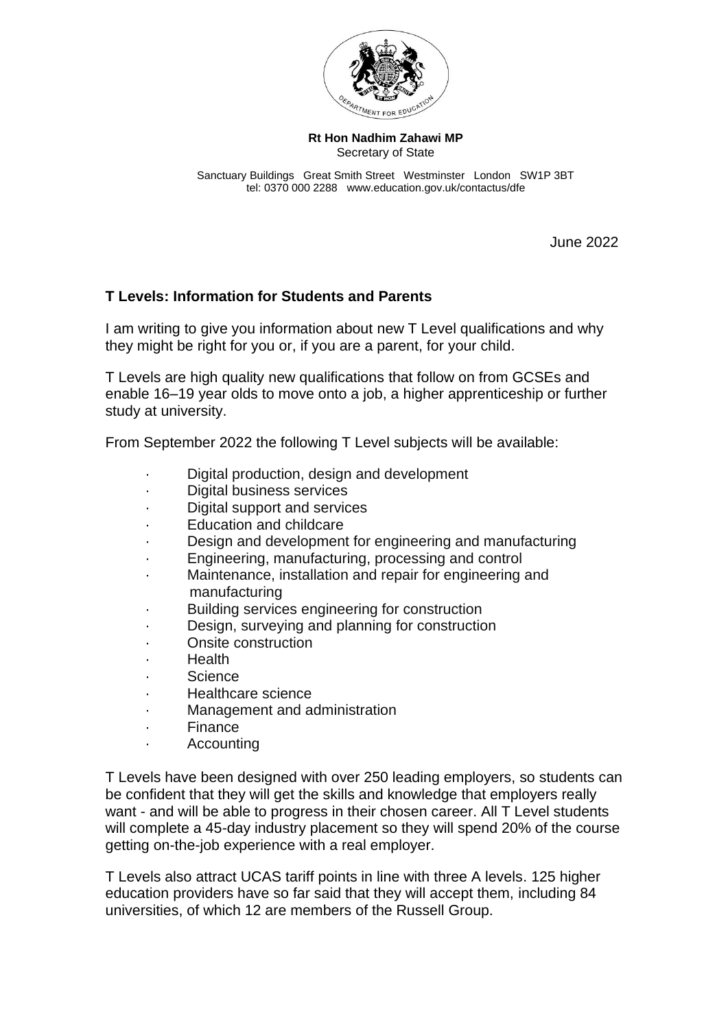**Rt Hon Nadhim Zahawi MP**
Secretary of State

Sanctuary Buildings Great Smith Street Westminster London SW1P 3BT
tel: 0370 000 2288 www.education.gov.uk/contactus/dfe

June 2022

**T Levels: Information for Students and Parents**

I am writing to give you information about new T Level qualifications and why they might be right for you or, if you are a parent, for your child.

T Levels are high quality new qualifications that follow on from GCSEs and enable 16–19 year olds to move onto a job, a higher apprenticeship or further study at university.

From September 2022 the following T Level subjects will be available:

- Digital production, design and development
- Digital business services
- Digital support and services
- Education and childcare
- Design and development for engineering and manufacturing
- Engineering, manufacturing, processing and control
- Maintenance, installation and repair for engineering and manufacturing
- Building services engineering for construction
- Design, surveying and planning for construction
- Onsite construction
- Health
- Science
- Healthcare science
- Management and administration
- Finance
- Accounting

T Levels have been designed with over 250 leading employers, so students can be confident that they will get the skills and knowledge that employers really want - and will be able to progress in their chosen career. All T Level students will complete a 45-day industry placement so they will spend 20% of the course getting on-the-job experience with a real employer.

T Levels also attract UCAS tariff points in line with three A levels. 125 higher education providers have so far said that they will accept them, including 84 universities, of which 12 are members of the Russell Group.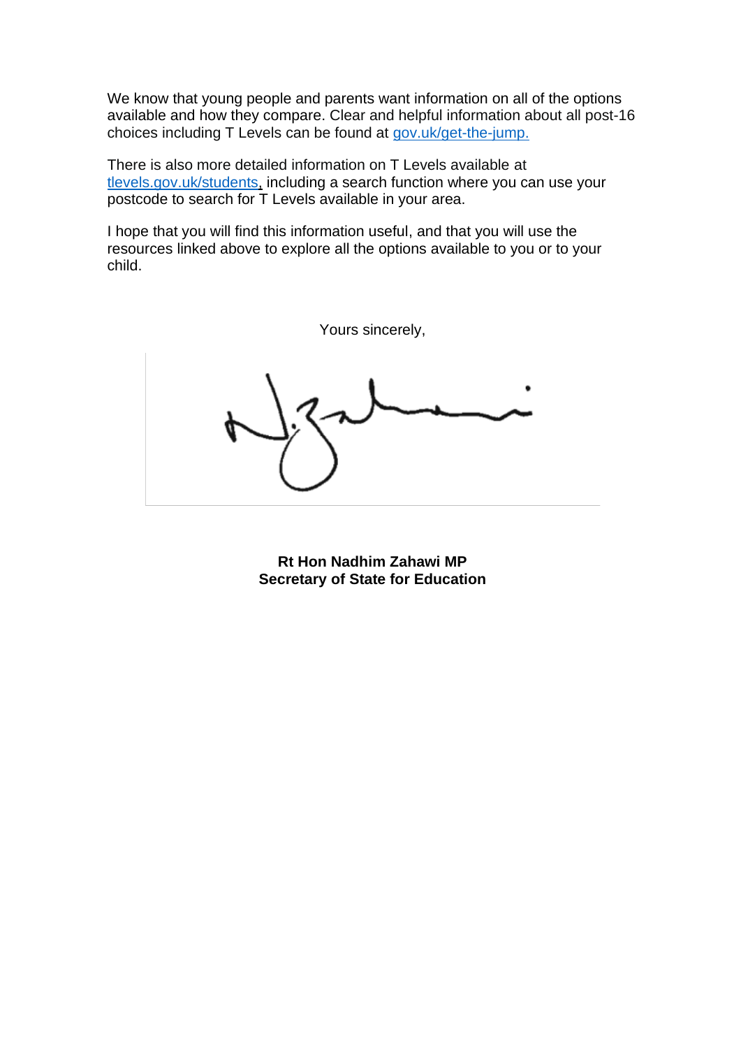We know that young people and parents want information on all of the options available and how they compare. Clear and helpful information about all post-16 choices including T Levels can be found at [gov.uk/get-the-jump.](https://gov.uk/get-the-jump)

There is also more detailed information on T Levels available at [tlevels.gov.uk/students](https://tlevels.gov.uk/students), including a search function where you can use your postcode to search for T Levels available in your area.

I hope that you will find this information useful, and that you will use the resources linked above to explore all the options available to you or to your child.

Yours sincerely,

**Rt Hon Nadhim Zahawi MP**
**Secretary of State for Education**